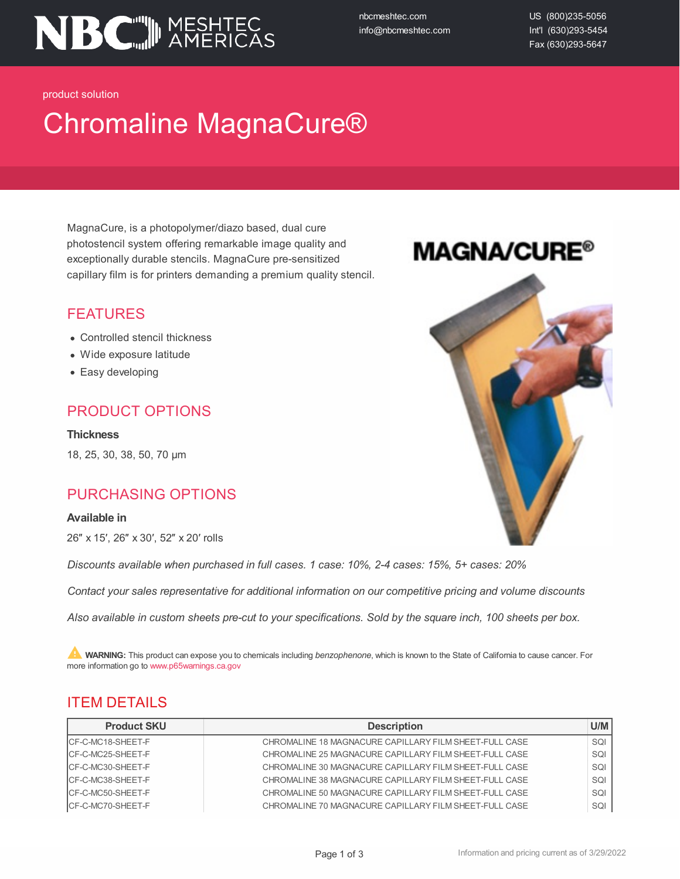NBC MESHTEC AMERICAS

nbcmeshtec.com
info@nbcmeshtec.com

US (800)235-5056
Int'l (630)293-5454
Fax (630)293-5647

product solution

# Chromaline MagnaCure®

MagnaCure, is a photopolymer/diazo based, dual cure photostencil system offering remarkable image quality and exceptionally durable stencils. MagnaCure pre-sensitized capillary film is for printers demanding a premium quality stencil.

## FEATURES

- Controlled stencil thickness
- Wide exposure latitude
- Easy developing

## PRODUCT OPTIONS

**Thickness**

18, 25, 30, 38, 50, 70 µm

## PURCHASING OPTIONS

**Available in**

26″ x 15′, 26″ x 30′, 52″ x 20′ rolls

*Discounts available when purchased in full cases. 1 case: 10%, 2-4 cases: 15%, 5+ cases: 20%*

*Contact your sales representative for additional information on our competitive pricing and volume discounts*

*Also available in custom sheets pre-cut to your specifications. Sold by the square inch, 100 sheets per box.*

⚠ **WARNING:** This product can expose you to chemicals including *benzophenone*, which is known to the State of California to cause cancer. For more information go to www.p65warnings.ca.gov

## ITEM DETAILS

| Product SKU | Description | U/M |
|---|---|---|
| CF-C-MC18-SHEET-F | CHROMALINE 18 MAGNACURE CAPILLARY FILM SHEET-FULL CASE | SQI |
| CF-C-MC25-SHEET-F | CHROMALINE 25 MAGNACURE CAPILLARY FILM SHEET-FULL CASE | SQI |
| CF-C-MC30-SHEET-F | CHROMALINE 30 MAGNACURE CAPILLARY FILM SHEET-FULL CASE | SQI |
| CF-C-MC38-SHEET-F | CHROMALINE 38 MAGNACURE CAPILLARY FILM SHEET-FULL CASE | SQI |
| CF-C-MC50-SHEET-F | CHROMALINE 50 MAGNACURE CAPILLARY FILM SHEET-FULL CASE | SQI |
| CF-C-MC70-SHEET-F | CHROMALINE 70 MAGNACURE CAPILLARY FILM SHEET-FULL CASE | SQI |

Information and pricing current as of 3/29/2022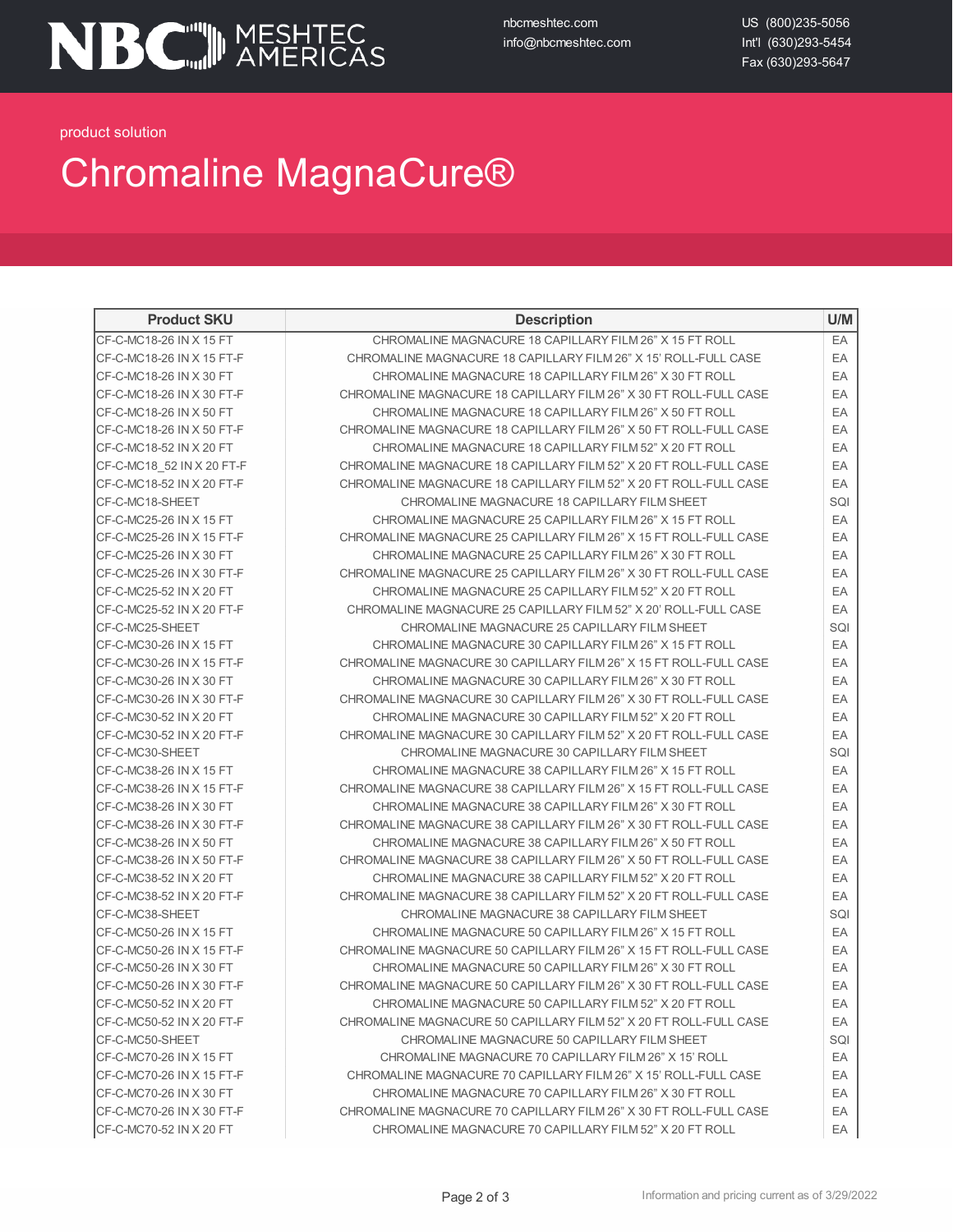NBC MESHTEC AMERICAS

nbcmeshtec.com
info@nbcmeshtec.com

US (800)235-5056
Int'l (630)293-5454
Fax (630)293-5647

product solution

# Chromaline MagnaCure®

| Product SKU | Description | U/M |
|---|---|---|
| CF-C-MC18-26 IN X 15 FT | CHROMALINE MAGNACURE 18 CAPILLARY FILM 26" X 15 FT ROLL | EA |
| CF-C-MC18-26 IN X 15 FT-F | CHROMALINE MAGNACURE 18 CAPILLARY FILM 26" X 15' ROLL-FULL CASE | EA |
| CF-C-MC18-26 IN X 30 FT | CHROMALINE MAGNACURE 18 CAPILLARY FILM 26" X 30 FT ROLL | EA |
| CF-C-MC18-26 IN X 30 FT-F | CHROMALINE MAGNACURE 18 CAPILLARY FILM 26" X 30 FT ROLL-FULL CASE | EA |
| CF-C-MC18-26 IN X 50 FT | CHROMALINE MAGNACURE 18 CAPILLARY FILM 26" X 50 FT ROLL | EA |
| CF-C-MC18-26 IN X 50 FT-F | CHROMALINE MAGNACURE 18 CAPILLARY FILM 26" X 50 FT ROLL-FULL CASE | EA |
| CF-C-MC18-52 IN X 20 FT | CHROMALINE MAGNACURE 18 CAPILLARY FILM 52" X 20 FT ROLL | EA |
| CF-C-MC18_52 IN X 20 FT-F | CHROMALINE MAGNACURE 18 CAPILLARY FILM 52" X 20 FT ROLL-FULL CASE | EA |
| CF-C-MC18-52 IN X 20 FT-F | CHROMALINE MAGNACURE 18 CAPILLARY FILM 52" X 20 FT ROLL-FULL CASE | EA |
| CF-C-MC18-SHEET | CHROMALINE MAGNACURE 18 CAPILLARY FILM SHEET | SQI |
| CF-C-MC25-26 IN X 15 FT | CHROMALINE MAGNACURE 25 CAPILLARY FILM 26" X 15 FT ROLL | EA |
| CF-C-MC25-26 IN X 15 FT-F | CHROMALINE MAGNACURE 25 CAPILLARY FILM 26" X 15 FT ROLL-FULL CASE | EA |
| CF-C-MC25-26 IN X 30 FT | CHROMALINE MAGNACURE 25 CAPILLARY FILM 26" X 30 FT ROLL | EA |
| CF-C-MC25-26 IN X 30 FT-F | CHROMALINE MAGNACURE 25 CAPILLARY FILM 26" X 30 FT ROLL-FULL CASE | EA |
| CF-C-MC25-52 IN X 20 FT | CHROMALINE MAGNACURE 25 CAPILLARY FILM 52" X 20 FT ROLL | EA |
| CF-C-MC25-52 IN X 20 FT-F | CHROMALINE MAGNACURE 25 CAPILLARY FILM 52" X 20' ROLL-FULL CASE | EA |
| CF-C-MC25-SHEET | CHROMALINE MAGNACURE 25 CAPILLARY FILM SHEET | SQI |
| CF-C-MC30-26 IN X 15 FT | CHROMALINE MAGNACURE 30 CAPILLARY FILM 26" X 15 FT ROLL | EA |
| CF-C-MC30-26 IN X 15 FT-F | CHROMALINE MAGNACURE 30 CAPILLARY FILM 26" X 15 FT ROLL-FULL CASE | EA |
| CF-C-MC30-26 IN X 30 FT | CHROMALINE MAGNACURE 30 CAPILLARY FILM 26" X 30 FT ROLL | EA |
| CF-C-MC30-26 IN X 30 FT-F | CHROMALINE MAGNACURE 30 CAPILLARY FILM 26" X 30 FT ROLL-FULL CASE | EA |
| CF-C-MC30-52 IN X 20 FT | CHROMALINE MAGNACURE 30 CAPILLARY FILM 52" X 20 FT ROLL | EA |
| CF-C-MC30-52 IN X 20 FT-F | CHROMALINE MAGNACURE 30 CAPILLARY FILM 52" X 20 FT ROLL-FULL CASE | EA |
| CF-C-MC30-SHEET | CHROMALINE MAGNACURE 30 CAPILLARY FILM SHEET | SQI |
| CF-C-MC38-26 IN X 15 FT | CHROMALINE MAGNACURE 38 CAPILLARY FILM 26" X 15 FT ROLL | EA |
| CF-C-MC38-26 IN X 15 FT-F | CHROMALINE MAGNACURE 38 CAPILLARY FILM 26" X 15 FT ROLL-FULL CASE | EA |
| CF-C-MC38-26 IN X 30 FT | CHROMALINE MAGNACURE 38 CAPILLARY FILM 26" X 30 FT ROLL | EA |
| CF-C-MC38-26 IN X 30 FT-F | CHROMALINE MAGNACURE 38 CAPILLARY FILM 26" X 30 FT ROLL-FULL CASE | EA |
| CF-C-MC38-26 IN X 50 FT | CHROMALINE MAGNACURE 38 CAPILLARY FILM 26" X 50 FT ROLL | EA |
| CF-C-MC38-26 IN X 50 FT-F | CHROMALINE MAGNACURE 38 CAPILLARY FILM 26" X 50 FT ROLL-FULL CASE | EA |
| CF-C-MC38-52 IN X 20 FT | CHROMALINE MAGNACURE 38 CAPILLARY FILM 52" X 20 FT ROLL | EA |
| CF-C-MC38-52 IN X 20 FT-F | CHROMALINE MAGNACURE 38 CAPILLARY FILM 52" X 20 FT ROLL-FULL CASE | EA |
| CF-C-MC38-SHEET | CHROMALINE MAGNACURE 38 CAPILLARY FILM SHEET | SQI |
| CF-C-MC50-26 IN X 15 FT | CHROMALINE MAGNACURE 50 CAPILLARY FILM 26" X 15 FT ROLL | EA |
| CF-C-MC50-26 IN X 15 FT-F | CHROMALINE MAGNACURE 50 CAPILLARY FILM 26" X 15 FT ROLL-FULL CASE | EA |
| CF-C-MC50-26 IN X 30 FT | CHROMALINE MAGNACURE 50 CAPILLARY FILM 26" X 30 FT ROLL | EA |
| CF-C-MC50-26 IN X 30 FT-F | CHROMALINE MAGNACURE 50 CAPILLARY FILM 26" X 30 FT ROLL-FULL CASE | EA |
| CF-C-MC50-52 IN X 20 FT | CHROMALINE MAGNACURE 50 CAPILLARY FILM 52" X 20 FT ROLL | EA |
| CF-C-MC50-52 IN X 20 FT-F | CHROMALINE MAGNACURE 50 CAPILLARY FILM 52" X 20 FT ROLL-FULL CASE | EA |
| CF-C-MC50-SHEET | CHROMALINE MAGNACURE 50 CAPILLARY FILM SHEET | SQI |
| CF-C-MC70-26 IN X 15 FT | CHROMALINE MAGNACURE 70 CAPILLARY FILM 26" X 15' ROLL | EA |
| CF-C-MC70-26 IN X 15 FT-F | CHROMALINE MAGNACURE 70 CAPILLARY FILM 26" X 15' ROLL-FULL CASE | EA |
| CF-C-MC70-26 IN X 30 FT | CHROMALINE MAGNACURE 70 CAPILLARY FILM 26" X 30 FT ROLL | EA |
| CF-C-MC70-26 IN X 30 FT-F | CHROMALINE MAGNACURE 70 CAPILLARY FILM 26" X 30 FT ROLL-FULL CASE | EA |
| CF-C-MC70-52 IN X 20 FT | CHROMALINE MAGNACURE 70 CAPILLARY FILM 52" X 20 FT ROLL | EA |

Information and pricing current as of 3/29/2022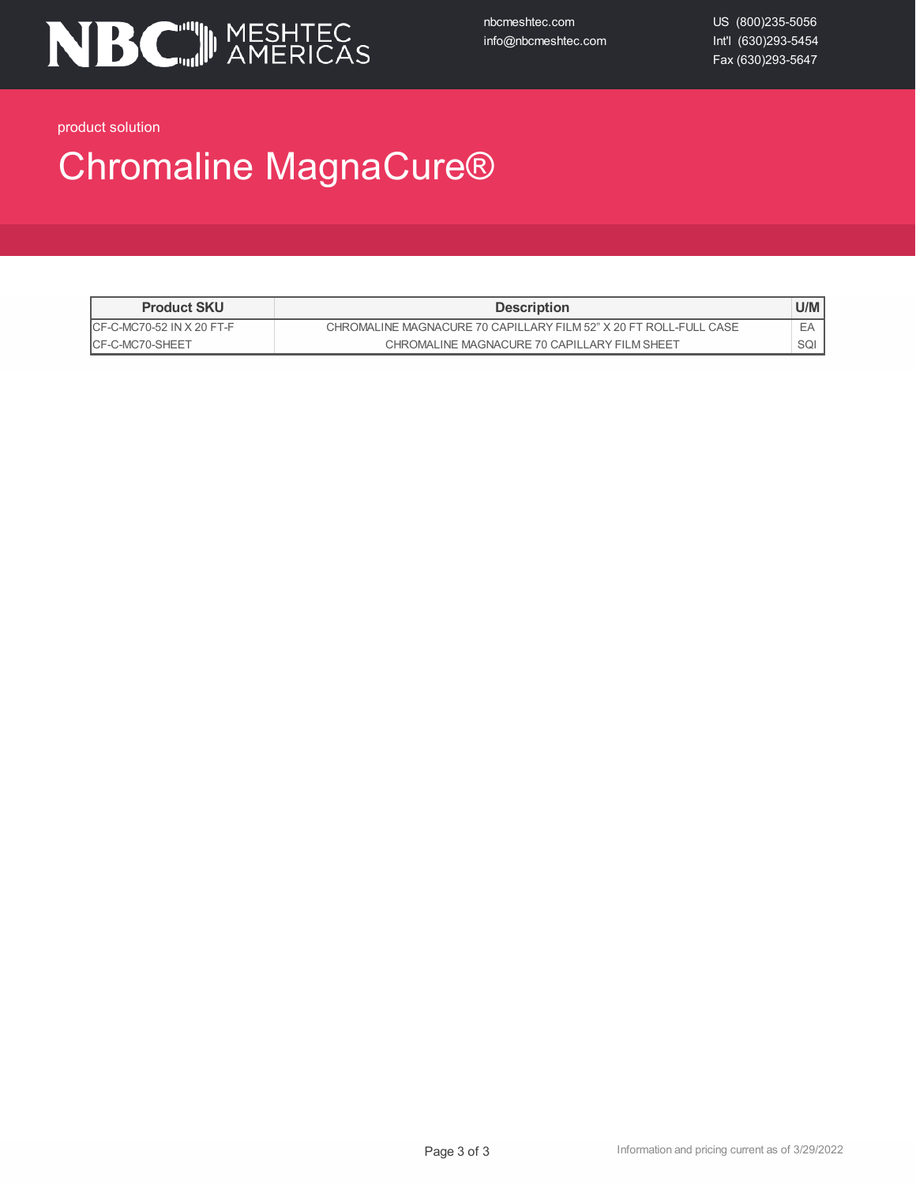product solution

# Chromaline MagnaCure®

| Product SKU | Description | U/M |
|---|---|---|
| CF-C-MC70-52 IN X 20 FT-F | CHROMALINE MAGNACURE 70 CAPILLARY FILM 52" X 20 FT ROLL-FULL CASE | EA |
| CF-C-MC70-SHEET | CHROMALINE MAGNACURE 70 CAPILLARY FILM SHEET | SQI |

Information and pricing current as of 3/29/2022